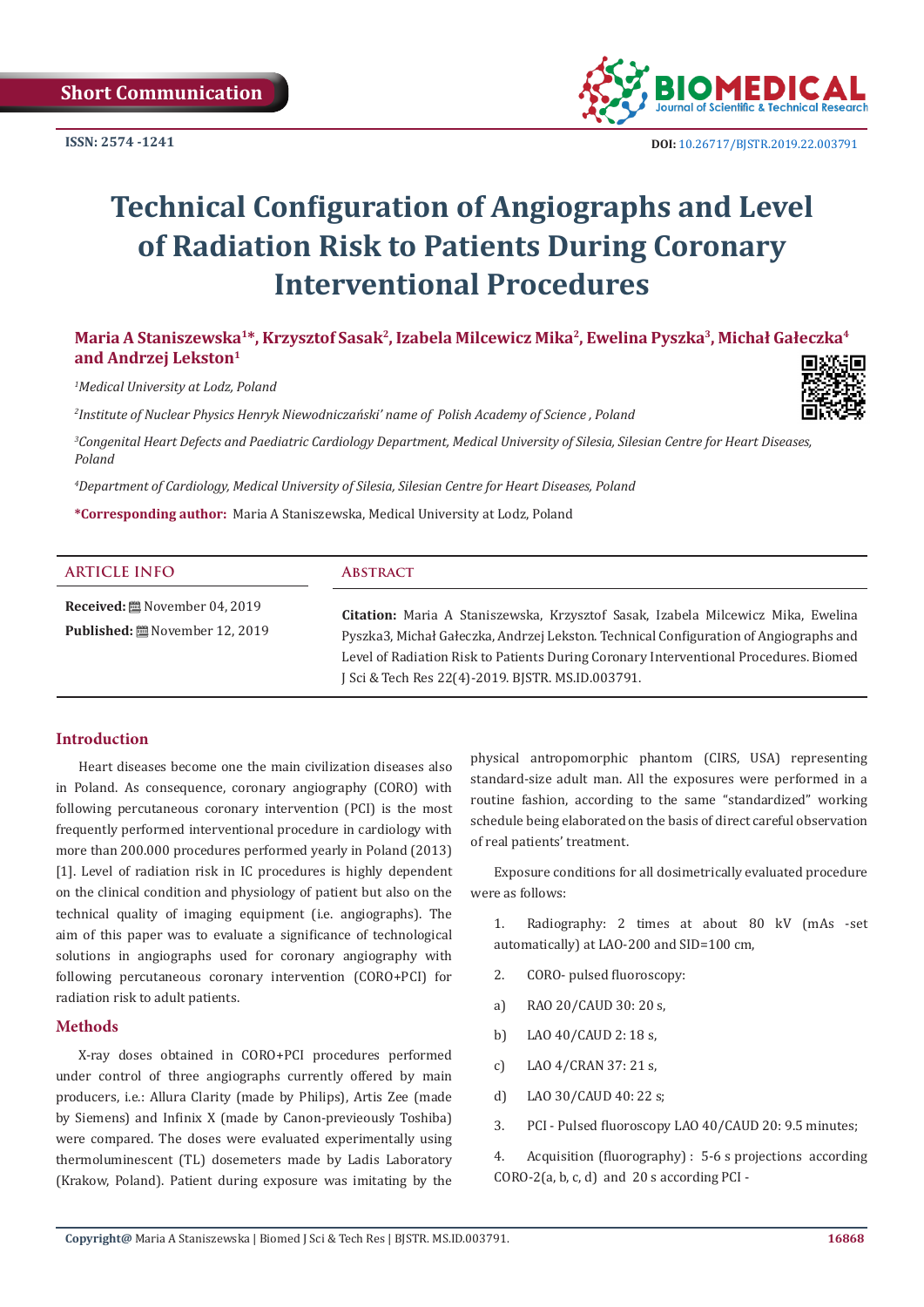Short Communication

ISSN: 2574 -1241

DOI: 10.26717/BJSTR.2019.22.003791

# Technical Configuration of Angiographs and Level of Radiation Risk to Patients During Coronary Interventional Procedures

**Maria A Staniszewska[1]*, Krzysztof Sasak[2], Izabela Milcewicz Mika[2], Ewelina Pyszka[3], Michał Gałeczka[4] and Andrzej Lekston[1]**

[1]*Medical University at Lodz, Poland*

[2]*Institute of Nuclear Physics Henryk Niewodniczański' name of Polish Academy of Science , Poland*

[3]*Congenital Heart Defects and Paediatric Cardiology Department, Medical University of Silesia, Silesian Centre for Heart Diseases, Poland*

[4]*Department of Cardiology, Medical University of Silesia, Silesian Centre for Heart Diseases, Poland*

**\*Corresponding author:** Maria A Staniszewska, Medical University at Lodz, Poland

**ARTICLE INFO**

**Received:** November 04, 2019

**Published:** November 12, 2019

**Abstract**

**Citation:** Maria A Staniszewska, Krzysztof Sasak, Izabela Milcewicz Mika, Ewelina Pyszka3, Michał Gałeczka, Andrzej Lekston. Technical Configuration of Angiographs and Level of Radiation Risk to Patients During Coronary Interventional Procedures. Biomed J Sci & Tech Res 22(4)-2019. BJSTR. MS.ID.003791.

## Introduction

Heart diseases become one the main civilization diseases also in Poland. As consequence, coronary angiography (CORO) with following percutaneous coronary intervention (PCI) is the most frequently performed interventional procedure in cardiology with more than 200.000 procedures performed yearly in Poland (2013) [1]. Level of radiation risk in IC procedures is highly dependent on the clinical condition and physiology of patient but also on the technical quality of imaging equipment (i.e. angiographs). The aim of this paper was to evaluate a significance of technological solutions in angiographs used for coronary angiography with following percutaneous coronary intervention (CORO+PCI) for radiation risk to adult patients.

## Methods

X-ray doses obtained in CORO+PCI procedures performed under control of three angiographs currently offered by main producers, i.e.: Allura Clarity (made by Philips), Artis Zee (made by Siemens) and Infinix X (made by Canon-previeously Toshiba) were compared. The doses were evaluated experimentally using thermoluminescent (TL) dosemeters made by Ladis Laboratory (Krakow, Poland). Patient during exposure was imitating by the physical antropomorphic phantom (CIRS, USA) representing standard-size adult man. All the exposures were performed in a routine fashion, according to the same "standardized" working schedule being elaborated on the basis of direct careful observation of real patients' treatment.

Exposure conditions for all dosimetrically evaluated procedure were as follows:

1. Radiography: 2 times at about 80 kV (mAs -set automatically) at LAO-200 and SID=100 cm,
2. CORO- pulsed fluoroscopy:
   a) RAO 20/CAUD 30: 20 s,
   b) LAO 40/CAUD 2: 18 s,
   c) LAO 4/CRAN 37: 21 s,
   d) LAO 30/CAUD 40: 22 s;
3. PCI - Pulsed fluoroscopy LAO 40/CAUD 20: 9.5 minutes;
4. Acquisition (fluorography) : 5-6 s projections according CORO-2(a, b, c, d) and 20 s according PCI -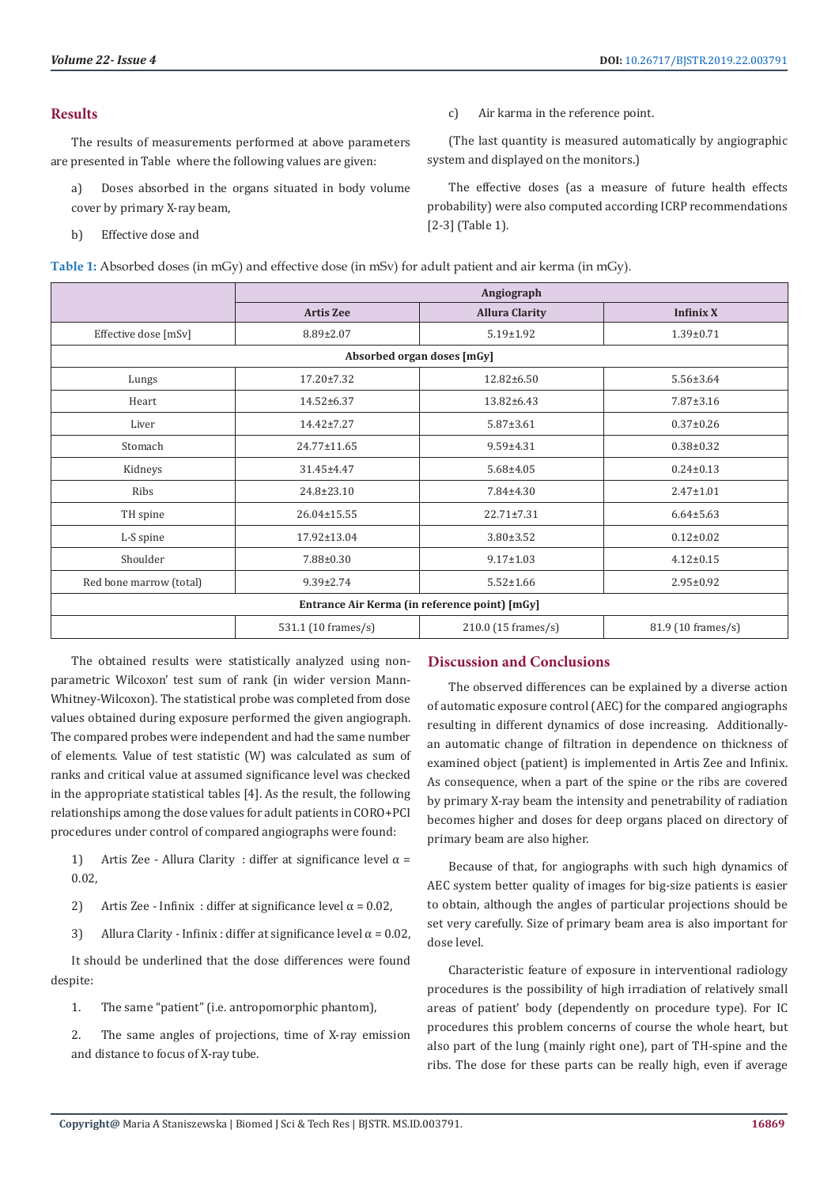## Results

The results of measurements performed at above parameters are presented in Table where the following values are given:

a) Doses absorbed in the organs situated in body volume cover by primary X-ray beam,

b) Effective dose and

c) Air karma in the reference point.

(The last quantity is measured automatically by angiographic system and displayed on the monitors.)

The effective doses (as a measure of future health effects probability) were also computed according ICRP recommendations [2-3] (Table 1).

**Table 1:** Absorbed doses (in mGy) and effective dose (in mSv) for adult patient and air kerma (in mGy).

| | Angiograph | | |
|---|---|---|---|
| | **Artis Zee** | **Allura Clarity** | **Infinix X** |
| Effective dose [mSv] | 8.89±2.07 | 5.19±1.92 | 1.39±0.71 |
| **Absorbed organ doses [mGy]** | | | |
| Lungs | 17.20±7.32 | 12.82±6.50 | 5.56±3.64 |
| Heart | 14.52±6.37 | 13.82±6.43 | 7.87±3.16 |
| Liver | 14.42±7.27 | 5.87±3.61 | 0.37±0.26 |
| Stomach | 24.77±11.65 | 9.59±4.31 | 0.38±0.32 |
| Kidneys | 31.45±4.47 | 5.68±4.05 | 0.24±0.13 |
| Ribs | 24.8±23.10 | 7.84±4.30 | 2.47±1.01 |
| TH spine | 26.04±15.55 | 22.71±7.31 | 6.64±5.63 |
| L-S spine | 17.92±13.04 | 3.80±3.52 | 0.12±0.02 |
| Shoulder | 7.88±0.30 | 9.17±1.03 | 4.12±0.15 |
| Red bone marrow (total) | 9.39±2.74 | 5.52±1.66 | 2.95±0.92 |
| **Entrance Air Kerma (in reference point) [mGy]** | | | |
| | 531.1 (10 frames/s) | 210.0 (15 frames/s) | 81.9 (10 frames/s) |

The obtained results were statistically analyzed using non-parametric Wilcoxon' test sum of rank (in wider version Mann-Whitney-Wilcoxon). The statistical probe was completed from dose values obtained during exposure performed the given angiograph. The compared probes were independent and had the same number of elements. Value of test statistic (W) was calculated as sum of ranks and critical value at assumed significance level was checked in the appropriate statistical tables [4]. As the result, the following relationships among the dose values for adult patients in CORO+PCI procedures under control of compared angiographs were found:

1) Artis Zee - Allura Clarity : differ at significance level $\alpha = 0.02$,

2) Artis Zee - Infinix : differ at significance level $\alpha = 0.02$,

3) Allura Clarity - Infinix : differ at significance level $\alpha = 0.02$,

It should be underlined that the dose differences were found despite:

1. The same "patient" (i.e. antropomorphic phantom),

2. The same angles of projections, time of X-ray emission and distance to focus of X-ray tube.

## Discussion and Conclusions

The observed differences can be explained by a diverse action of automatic exposure control (AEC) for the compared angiographs resulting in different dynamics of dose increasing. Additionally- an automatic change of filtration in dependence on thickness of examined object (patient) is implemented in Artis Zee and Infinix. As consequence, when a part of the spine or the ribs are covered by primary X-ray beam the intensity and penetrability of radiation becomes higher and doses for deep organs placed on directory of primary beam are also higher.

Because of that, for angiographs with such high dynamics of AEC system better quality of images for big-size patients is easier to obtain, although the angles of particular projections should be set very carefully. Size of primary beam area is also important for dose level.

Characteristic feature of exposure in interventional radiology procedures is the possibility of high irradiation of relatively small areas of patient' body (dependently on procedure type). For IC procedures this problem concerns of course the whole heart, but also part of the lung (mainly right one), part of TH-spine and the ribs. The dose for these parts can be really high, even if average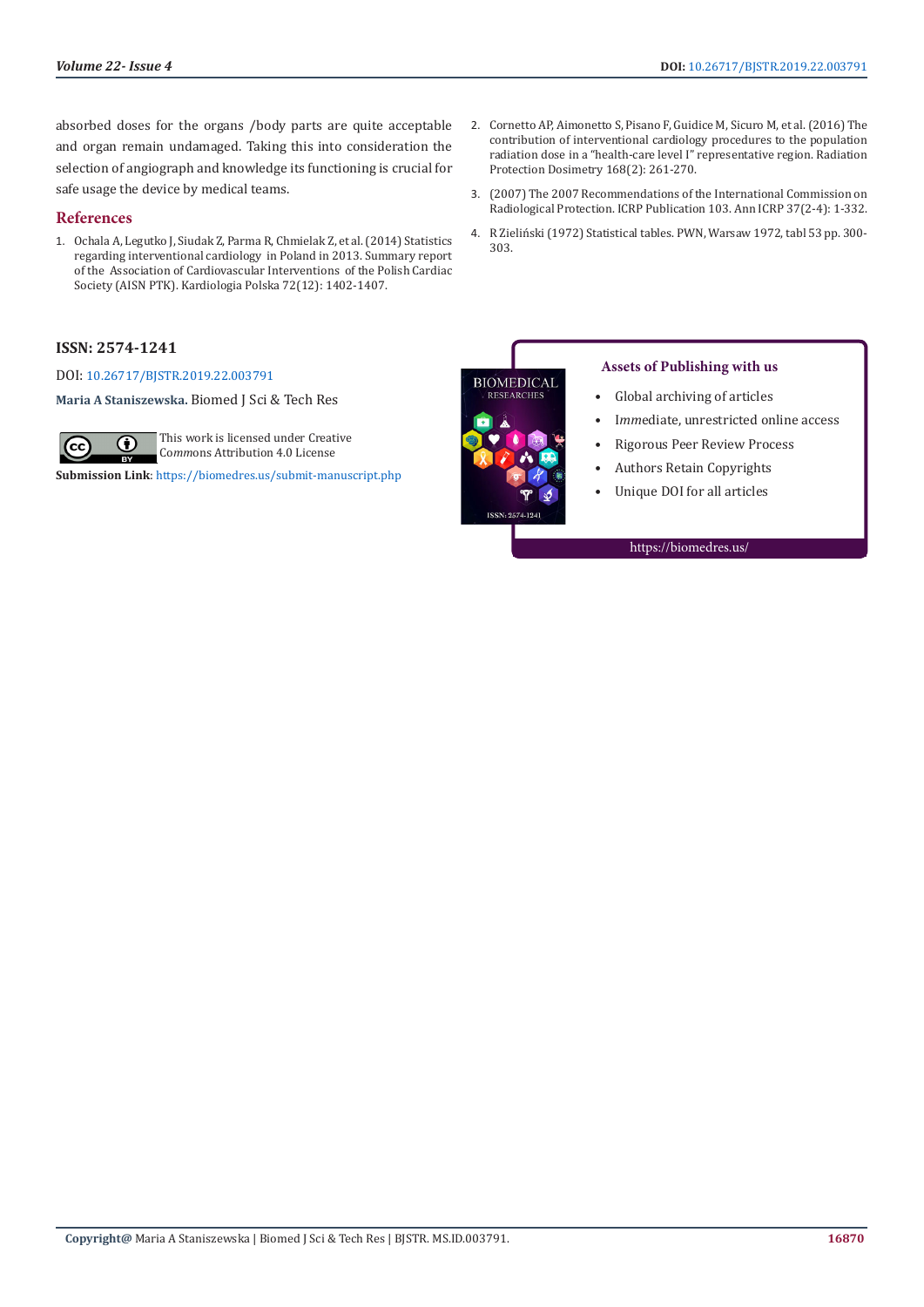absorbed doses for the organs /body parts are quite acceptable and organ remain undamaged. Taking this into consideration the selection of angiograph and knowledge its functioning is crucial for safe usage the device by medical teams.

## References

1. Ochala A, Legutko J, Siudak Z, Parma R, Chmielak Z, et al. (2014) Statistics regarding interventional cardiology in Poland in 2013. Summary report of the Association of Cardiovascular Interventions of the Polish Cardiac Society (AISN PTK). Kardiologia Polska 72(12): 1402-1407.
2. Cornetto AP, Aimonetto S, Pisano F, Guidice M, Sicuro M, et al. (2016) The contribution of interventional cardiology procedures to the population radiation dose in a "health-care level I" representative region. Radiation Protection Dosimetry 168(2): 261-270.
3. (2007) The 2007 Recommendations of the International Commission on Radiological Protection. ICRP Publication 103. Ann ICRP 37(2-4): 1-332.
4. R Zieliński (1972) Statistical tables. PWN, Warsaw 1972, tabl 53 pp. 300-303.

**ISSN: 2574-1241**

DOI: 10.26717/BJSTR.2019.22.003791

**Maria A Staniszewska.** Biomed J Sci & Tech Res

This work is licensed under Creative Commons Attribution 4.0 License

**Submission Link**: https://biomedres.us/submit-manuscript.php

BIOMEDICAL RESEARCHES

ISSN: 2574-1241

### Assets of Publishing with us

- Global archiving of articles
- Immediate, unrestricted online access
- Rigorous Peer Review Process
- Authors Retain Copyrights
- Unique DOI for all articles

https://biomedres.us/